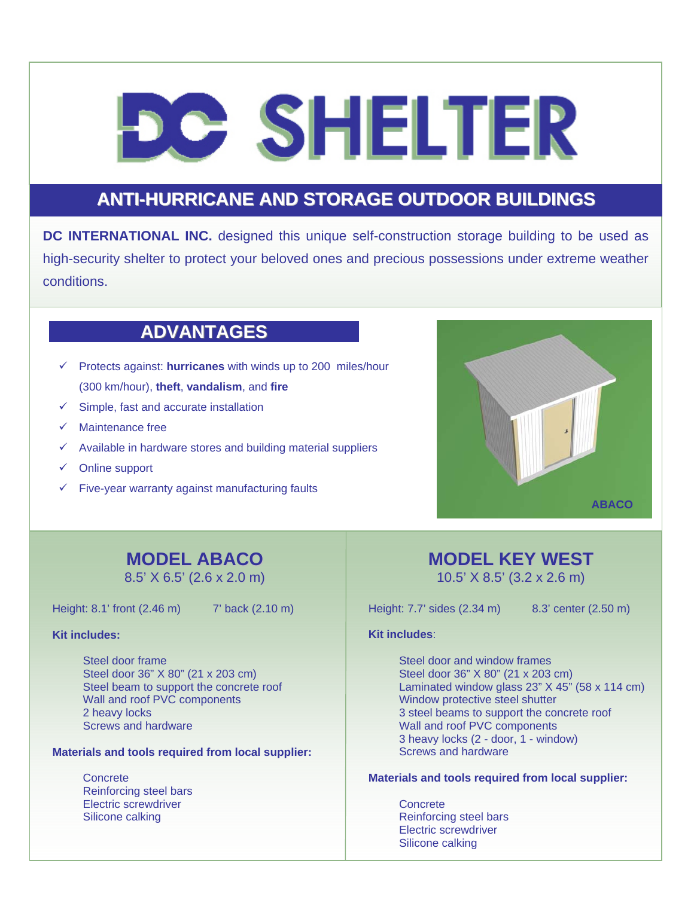# DC SHELTER

## ANTI-HURRICANE AND STORAGE OUTDOOR BUILDINGS

**DC INTERNATIONAL INC.** designed this unique self-construction storage building to be used as high-security shelter to protect your beloved ones and precious possessions under extreme weather conditions.

## ADVANTAGES

- ✓ Protects against: **hurricanes** with winds up to 200 miles/hour (300 km/hour), **theft**, **vandalism**, and **fire**
- ✓ Simple, fast and accurate installation
- ✓ Maintenance free
- ✓ Available in hardware stores and building material suppliers
- ✓ Online support
- ✓ Five-year warranty against manufacturing faults

ABACO

## MODEL ABACO

8.5' X 6.5' (2.6 x 2.0 m)

Height: 8.1' front (2.46 m) 7' back (2.10 m)

**Kit includes:**

- Steel door frame
- Steel door 36" X 80" (21 x 203 cm)
- Steel beam to support the concrete roof
- Wall and roof PVC components
- 2 heavy locks
- Screws and hardware

**Materials and tools required from local supplier:**

- Concrete
- Reinforcing steel bars
- Electric screwdriver
- Silicone calking

## MODEL KEY WEST

10.5' X 8.5' (3.2 x 2.6 m)

Height: 7.7' sides (2.34 m) 8.3' center (2.50 m)

**Kit includes**:

- Steel door and window frames
- Steel door 36" X 80" (21 x 203 cm)
- Laminated window glass 23" X 45" (58 x 114 cm)
- Window protective steel shutter
- 3 steel beams to support the concrete roof
- Wall and roof PVC components
- 3 heavy locks (2 - door, 1 - window)
- Screws and hardware

**Materials and tools required from local supplier:**

- Concrete
- Reinforcing steel bars
- Electric screwdriver
- Silicone calking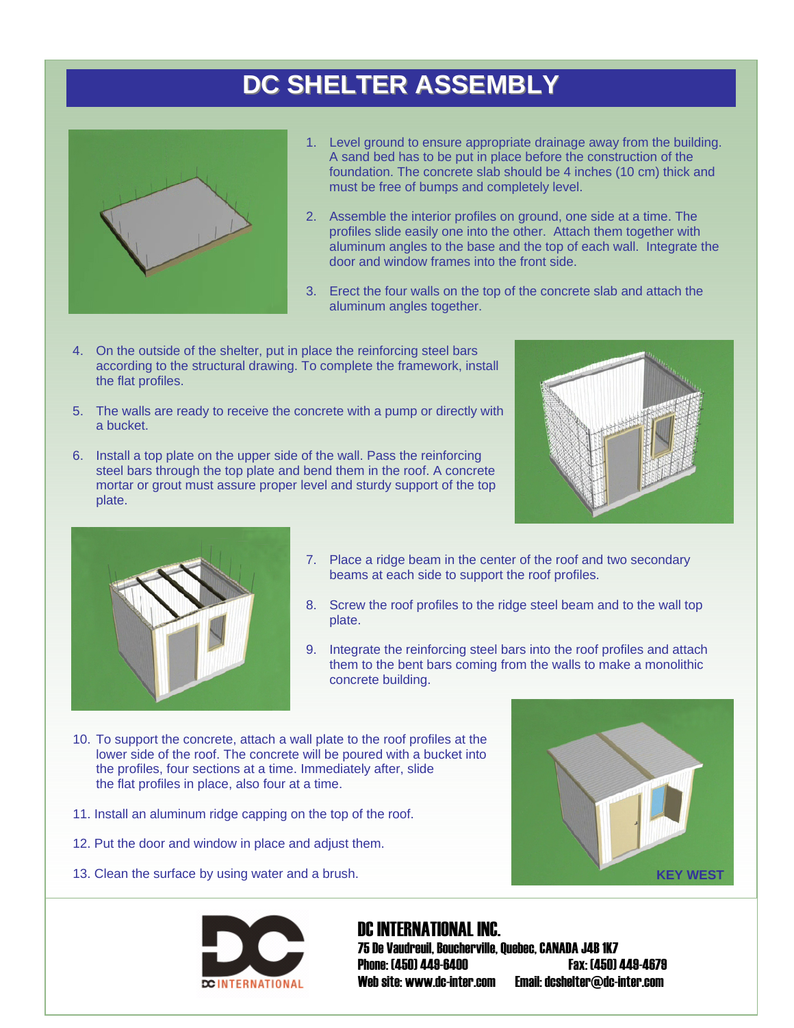# DC SHELTER ASSEMBLY

1. Level ground to ensure appropriate drainage away from the building. A sand bed has to be put in place before the construction of the foundation. The concrete slab should be 4 inches (10 cm) thick and must be free of bumps and completely level.
2. Assemble the interior profiles on ground, one side at a time. The profiles slide easily one into the other. Attach them together with aluminum angles to the base and the top of each wall. Integrate the door and window frames into the front side.
3. Erect the four walls on the top of the concrete slab and attach the aluminum angles together.
4. On the outside of the shelter, put in place the reinforcing steel bars according to the structural drawing. To complete the framework, install the flat profiles.
5. The walls are ready to receive the concrete with a pump or directly with a bucket.
6. Install a top plate on the upper side of the wall. Pass the reinforcing steel bars through the top plate and bend them in the roof. A concrete mortar or grout must assure proper level and sturdy support of the top plate.
7. Place a ridge beam in the center of the roof and two secondary beams at each side to support the roof profiles.
8. Screw the roof profiles to the ridge steel beam and to the wall top plate.
9. Integrate the reinforcing steel bars into the roof profiles and attach them to the bent bars coming from the walls to make a monolithic concrete building.
10. To support the concrete, attach a wall plate to the roof profiles at the lower side of the roof. The concrete will be poured with a bucket into the profiles, four sections at a time. Immediately after, slide the flat profiles in place, also four at a time.
11. Install an aluminum ridge capping on the top of the roof.
12. Put the door and window in place and adjust them.
13. Clean the surface by using water and a brush.

KEY WEST

DC INTERNATIONAL

**DC INTERNATIONAL INC.**
**75 De Vaudreuil, Boucherville, Quebec, CANADA J4B 1K7**
**Phone: (450) 449-6400 Fax: (450) 449-4679**
**Web site: www.dc-inter.com Email: dcshelter@dc-inter.com**